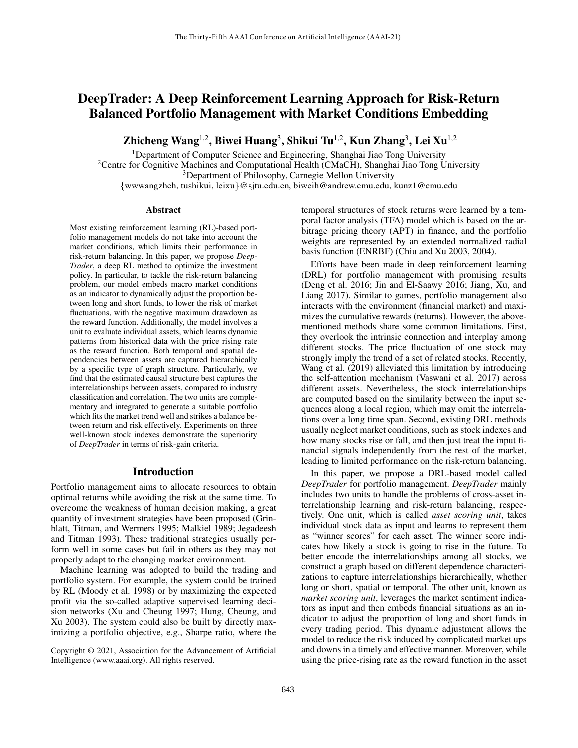# DeepTrader: A Deep Reinforcement Learning Approach for Risk-Return Balanced Portfolio Management with Market Conditions Embedding

**Zhicheng Wang**[1,2], **Biwei Huang**[3], **Shikui Tu**[1,2], **Kun Zhang**[3], **Lei Xu**[1,2]

[1]Department of Computer Science and Engineering, Shanghai Jiao Tong University
[2]Centre for Cognitive Machines and Computational Health (CMaCH), Shanghai Jiao Tong University
[3]Department of Philosophy, Carnegie Mellon University
{wwwangzhch, tushikui, leixu}@sjtu.edu.cn, biweih@andrew.cmu.edu, kunz1@cmu.edu

## Abstract

Most existing reinforcement learning (RL)-based portfolio management models do not take into account the market conditions, which limits their performance in risk-return balancing. In this paper, we propose *DeepTrader*, a deep RL method to optimize the investment policy. In particular, to tackle the risk-return balancing problem, our model embeds macro market conditions as an indicator to dynamically adjust the proportion between long and short funds, to lower the risk of market fluctuations, with the negative maximum drawdown as the reward function. Additionally, the model involves a unit to evaluate individual assets, which learns dynamic patterns from historical data with the price rising rate as the reward function. Both temporal and spatial dependencies between assets are captured hierarchically by a specific type of graph structure. Particularly, we find that the estimated causal structure best captures the interrelationships between assets, compared to industry classification and correlation. The two units are complementary and integrated to generate a suitable portfolio which fits the market trend well and strikes a balance between return and risk effectively. Experiments on three well-known stock indexes demonstrate the superiority of *DeepTrader* in terms of risk-gain criteria.

## Introduction

Portfolio management aims to allocate resources to obtain optimal returns while avoiding the risk at the same time. To overcome the weakness of human decision making, a great quantity of investment strategies have been proposed (Grinblatt, Titman, and Wermers 1995; Malkiel 1989; Jegadeesh and Titman 1993). These traditional strategies usually perform well in some cases but fail in others as they may not properly adapt to the changing market environment.

Machine learning was adopted to build the trading and portfolio system. For example, the system could be trained by RL (Moody et al. 1998) or by maximizing the expected profit via the so-called adaptive supervised learning decision networks (Xu and Cheung 1997; Hung, Cheung, and Xu 2003). The system could also be built by directly maximizing a portfolio objective, e.g., Sharpe ratio, where the temporal structures of stock returns were learned by a temporal factor analysis (TFA) model which is based on the arbitrage pricing theory (APT) in finance, and the portfolio weights are represented by an extended normalized radial basis function (ENRBF) (Chiu and Xu 2003, 2004).

Efforts have been made in deep reinforcement learning (DRL) for portfolio management with promising results (Deng et al. 2016; Jin and El-Saawy 2016; Jiang, Xu, and Liang 2017). Similar to games, portfolio management also interacts with the environment (financial market) and maximizes the cumulative rewards (returns). However, the above-mentioned methods share some common limitations. First, they overlook the intrinsic connection and interplay among different stocks. The price fluctuation of one stock may strongly imply the trend of a set of related stocks. Recently, Wang et al. (2019) alleviated this limitation by introducing the self-attention mechanism (Vaswani et al. 2017) across different assets. Nevertheless, the stock interrelationships are computed based on the similarity between the input sequences along a local region, which may omit the interrelations over a long time span. Second, existing DRL methods usually neglect market conditions, such as stock indexes and how many stocks rise or fall, and then just treat the input financial signals independently from the rest of the market, leading to limited performance on the risk-return balancing.

In this paper, we propose a DRL-based model called *DeepTrader* for portfolio management. *DeepTrader* mainly includes two units to handle the problems of cross-asset interrelationship learning and risk-return balancing, respectively. One unit, which is called *asset scoring unit*, takes individual stock data as input and learns to represent them as "winner scores" for each asset. The winner score indicates how likely a stock is going to rise in the future. To better encode the interrelationships among all stocks, we construct a graph based on different dependence characterizations to capture interrelationships hierarchically, whether long or short, spatial or temporal. The other unit, known as *market scoring unit*, leverages the market sentiment indicators as input and then embeds financial situations as an indicator to adjust the proportion of long and short funds in every trading period. This dynamic adjustment allows the model to reduce the risk induced by complicated market ups and downs in a timely and effective manner. Moreover, while using the price-rising rate as the reward function in the asset

Copyright © 2021, Association for the Advancement of Artificial Intelligence (www.aaai.org). All rights reserved.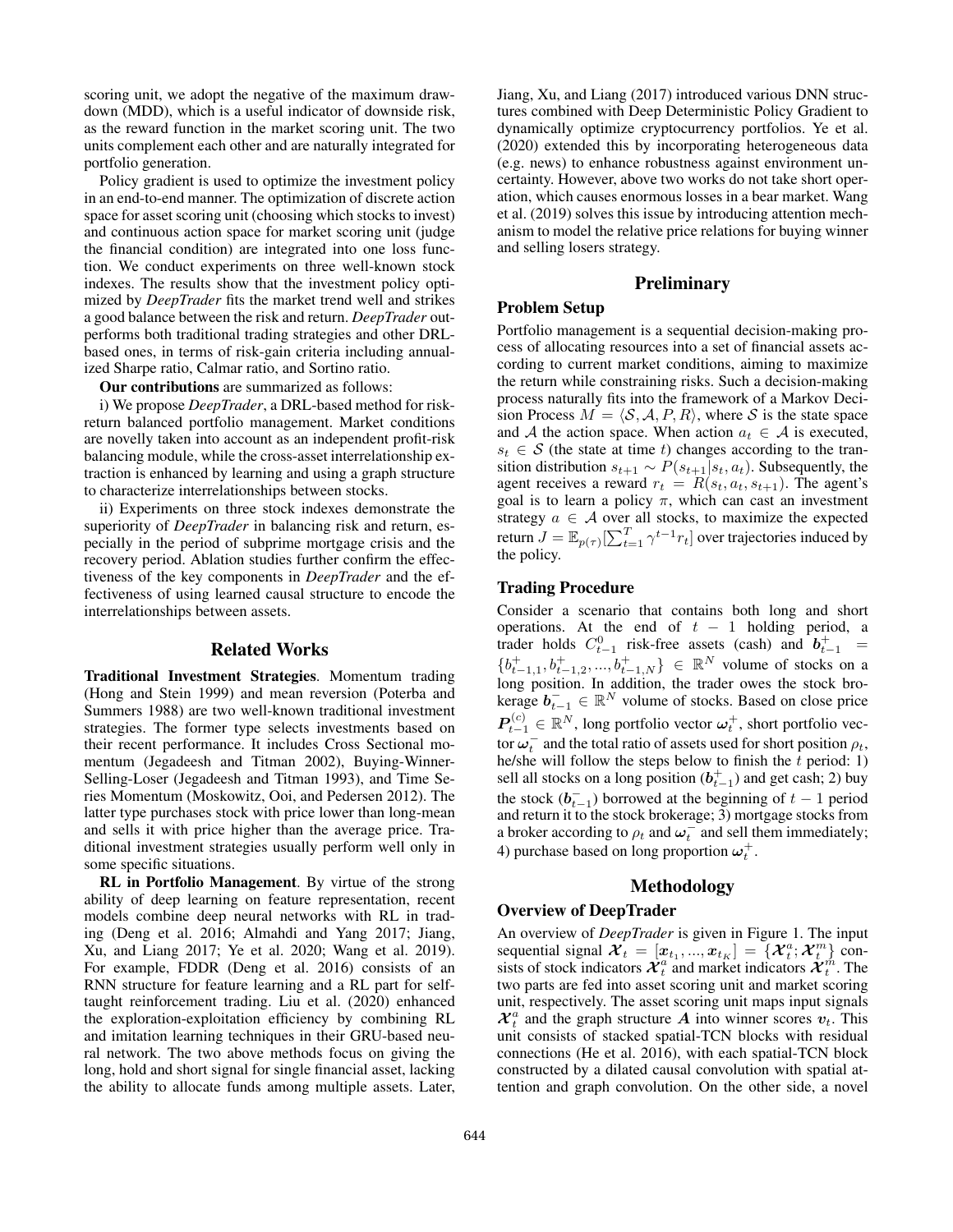scoring unit, we adopt the negative of the maximum drawdown (MDD), which is a useful indicator of downside risk, as the reward function in the market scoring unit. The two units complement each other and are naturally integrated for portfolio generation.

Policy gradient is used to optimize the investment policy in an end-to-end manner. The optimization of discrete action space for asset scoring unit (choosing which stocks to invest) and continuous action space for market scoring unit (judge the financial condition) are integrated into one loss function. We conduct experiments on three well-known stock indexes. The results show that the investment policy optimized by *DeepTrader* fits the market trend well and strikes a good balance between the risk and return. *DeepTrader* outperforms both traditional trading strategies and other DRL-based ones, in terms of risk-gain criteria including annualized Sharpe ratio, Calmar ratio, and Sortino ratio.

**Our contributions** are summarized as follows:

i) We propose *DeepTrader*, a DRL-based method for risk-return balanced portfolio management. Market conditions are novelly taken into account as an independent profit-risk balancing module, while the cross-asset interrelationship extraction is enhanced by learning and using a graph structure to characterize interrelationships between stocks.

ii) Experiments on three stock indexes demonstrate the superiority of *DeepTrader* in balancing risk and return, especially in the period of subprime mortgage crisis and the recovery period. Ablation studies further confirm the effectiveness of the key components in *DeepTrader* and the effectiveness of using learned causal structure to encode the interrelationships between assets.

## Related Works

**Traditional Investment Strategies**. Momentum trading (Hong and Stein 1999) and mean reversion (Poterba and Summers 1988) are two well-known traditional investment strategies. The former type selects investments based on their recent performance. It includes Cross Sectional momentum (Jegadeesh and Titman 2002), Buying-Winner-Selling-Loser (Jegadeesh and Titman 1993), and Time Series Momentum (Moskowitz, Ooi, and Pedersen 2012). The latter type purchases stock with price lower than long-mean and sells it with price higher than the average price. Traditional investment strategies usually perform well only in some specific situations.

**RL in Portfolio Management**. By virtue of the strong ability of deep learning on feature representation, recent models combine deep neural networks with RL in trading (Deng et al. 2016; Almahdi and Yang 2017; Jiang, Xu, and Liang 2017; Ye et al. 2020; Wang et al. 2019). For example, FDDR (Deng et al. 2016) consists of an RNN structure for feature learning and a RL part for self-taught reinforcement trading. Liu et al. (2020) enhanced the exploration-exploitation efficiency by combining RL and imitation learning techniques in their GRU-based neural network. The two above methods focus on giving the long, hold and short signal for single financial asset, lacking the ability to allocate funds among multiple assets. Later, Jiang, Xu, and Liang (2017) introduced various DNN structures combined with Deep Deterministic Policy Gradient to dynamically optimize cryptocurrency portfolios. Ye et al. (2020) extended this by incorporating heterogeneous data (e.g. news) to enhance robustness against environment uncertainty. However, above two works do not take short operation, which causes enormous losses in a bear market. Wang et al. (2019) solves this issue by introducing attention mechanism to model the relative price relations for buying winner and selling losers strategy.

## Preliminary

### Problem Setup

Portfolio management is a sequential decision-making process of allocating resources into a set of financial assets according to current market conditions, aiming to maximize the return while constraining risks. Such a decision-making process naturally fits into the framework of a Markov Decision Process $M = \langle \mathcal{S}, \mathcal{A}, P, R \rangle$, where $\mathcal{S}$ is the state space and $\mathcal{A}$ the action space. When action $a_t \in \mathcal{A}$ is executed, $s_t \in \mathcal{S}$ (the state at time $t$) changes according to the transition distribution $s_{t+1} \sim P(s_{t+1}|s_t, a_t)$. Subsequently, the agent receives a reward $r_t = R(s_t, a_t, s_{t+1})$. The agent's goal is to learn a policy $\pi$, which can cast an investment strategy $a \in \mathcal{A}$ over all stocks, to maximize the expected return $J = \mathbb{E}_{p(\tau)}[\sum_{t=1}^{T} \gamma^{t-1} r_t]$ over trajectories induced by the policy.

### Trading Procedure

Consider a scenario that contains both long and short operations. At the end of $t-1$ holding period, a trader holds $C^0_{t-1}$ risk-free assets (cash) and $\boldsymbol{b}^+_{t-1} = \{b^+_{t-1,1}, b^+_{t-1,2}, ..., b^+_{t-1,N}\} \in \mathbb{R}^N$ volume of stocks on a long position. In addition, the trader owes the stock brokerage $\boldsymbol{b}^-_{t-1} \in \mathbb{R}^N$ volume of stocks. Based on close price $\boldsymbol{P}^{(c)}_{t-1} \in \mathbb{R}^N$, long portfolio vector $\boldsymbol{\omega}^+_t$, short portfolio vector $\boldsymbol{\omega}^-_t$ and the total ratio of assets used for short position $\rho_t$, he/she will follow the steps below to finish the $t$ period: 1) sell all stocks on a long position ($\boldsymbol{b}^+_{t-1}$) and get cash; 2) buy the stock ($\boldsymbol{b}^-_{t-1}$) borrowed at the beginning of $t-1$ period and return it to the stock brokerage; 3) mortgage stocks from a broker according to $\rho_t$ and $\boldsymbol{\omega}^-_t$ and sell them immediately; 4) purchase based on long proportion $\boldsymbol{\omega}^+_t$.

## Methodology

### Overview of DeepTrader

An overview of *DeepTrader* is given in Figure 1. The input sequential signal $\boldsymbol{\mathcal{X}}_t = [\boldsymbol{x}_{t_1}, ..., \boldsymbol{x}_{t_K}] = \{\boldsymbol{\mathcal{X}}^a_t; \boldsymbol{\mathcal{X}}^m_t\}$ consists of stock indicators $\boldsymbol{\mathcal{X}}^a_t$ and market indicators $\boldsymbol{\mathcal{X}}^m_t$. The two parts are fed into asset scoring unit and market scoring unit, respectively. The asset scoring unit maps input signals $\boldsymbol{\mathcal{X}}^a_t$ and the graph structure $\boldsymbol{A}$ into winner scores $\boldsymbol{v}_t$. This unit consists of stacked spatial-TCN blocks with residual connections (He et al. 2016), with each spatial-TCN block constructed by a dilated causal convolution with spatial attention and graph convolution. On the other side, a novel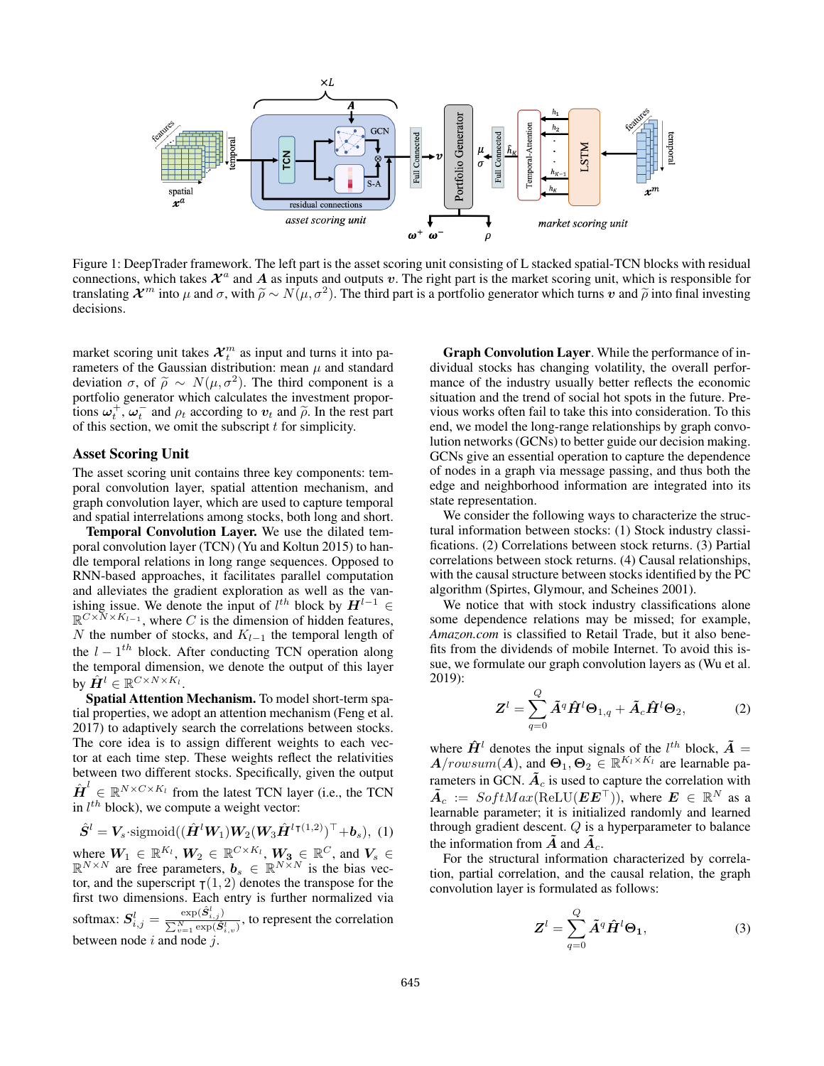Figure 1: DeepTrader framework. The left part is the asset scoring unit consisting of L stacked spatial-TCN blocks with residual connections, which takes $\boldsymbol{\mathcal{X}}^a$ and $\boldsymbol{A}$ as inputs and outputs $\boldsymbol{v}$. The right part is the market scoring unit, which is responsible for translating $\boldsymbol{\mathcal{X}}^m$ into $\mu$ and $\sigma$, with $\widetilde{\rho} \sim N(\mu, \sigma^2)$. The third part is a portfolio generator which turns $\boldsymbol{v}$ and $\widetilde{\rho}$ into final investing decisions.

market scoring unit takes $\boldsymbol{\mathcal{X}}_t^m$ as input and turns it into parameters of the Gaussian distribution: mean $\mu$ and standard deviation $\sigma$, of $\widetilde{\rho} \sim N(\mu, \sigma^2)$. The third component is a portfolio generator which calculates the investment proportions $\boldsymbol{\omega}_t^+$, $\boldsymbol{\omega}_t^-$ and $\rho_t$ according to $\boldsymbol{v}_t$ and $\widetilde{\rho}$. In the rest part of this section, we omit the subscript $t$ for simplicity.

## Asset Scoring Unit

The asset scoring unit contains three key components: temporal convolution layer, spatial attention mechanism, and graph convolution layer, which are used to capture temporal and spatial interrelations among stocks, both long and short.

**Temporal Convolution Layer.** We use the dilated temporal convolution layer (TCN) (Yu and Koltun 2015) to handle temporal relations in long range sequences. Opposed to RNN-based approaches, it facilitates parallel computation and alleviates the gradient exploration as well as the vanishing issue. We denote the input of $l^{th}$ block by $\boldsymbol{H}^{l-1} \in \mathbb{R}^{C\times N\times K_{l-1}}$, where $C$ is the dimension of hidden features, $N$ the number of stocks, and $K_{l-1}$ the temporal length of the $l-1^{th}$ block. After conducting TCN operation along the temporal dimension, we denote the output of this layer by $\hat{\boldsymbol{H}}^l \in \mathbb{R}^{C\times N\times K_l}$.

**Spatial Attention Mechanism.** To model short-term spatial properties, we adopt an attention mechanism (Feng et al. 2017) to adaptively search the correlations between stocks. The core idea is to assign different weights to each vector at each time step. These weights reflect the relativities between two different stocks. Specifically, given the output $\hat{\boldsymbol{H}}^l \in \mathbb{R}^{N\times C\times K_l}$ from the latest TCN layer (i.e., the TCN in $l^{th}$ block), we compute a weight vector:

$$\hat{\boldsymbol{S}}^l = \boldsymbol{V}_s \cdot \text{sigmoid}((\hat{\boldsymbol{H}}^l \boldsymbol{W}_1)\boldsymbol{W}_2(\boldsymbol{W}_3 \hat{\boldsymbol{H}}^{l\intercal(1,2)})^\top + \boldsymbol{b}_s), \quad (1)$$

where $\boldsymbol{W}_1 \in \mathbb{R}^{K_l}$, $\boldsymbol{W}_2 \in \mathbb{R}^{C\times K_l}$, $\boldsymbol{W_3} \in \mathbb{R}^{C}$, and $\boldsymbol{V}_s \in \mathbb{R}^{N\times N}$ are free parameters, $\boldsymbol{b}_s \in \mathbb{R}^{N\times N}$ is the bias vector, and the superscript $\intercal(1,2)$ denotes the transpose for the first two dimensions. Each entry is further normalized via softmax: $\boldsymbol{S}_{i,j}^l = \frac{\exp(\hat{\boldsymbol{S}}_{i,j}^l)}{\sum_{v=1}^N \exp(\hat{\boldsymbol{S}}_{i,v}^l)}$, to represent the correlation between node $i$ and node $j$.

**Graph Convolution Layer**. While the performance of individual stocks has changing volatility, the overall performance of the industry usually better reflects the economic situation and the trend of social hot spots in the future. Previous works often fail to take this into consideration. To this end, we model the long-range relationships by graph convolution networks (GCNs) to better guide our decision making. GCNs give an essential operation to capture the dependence of nodes in a graph via message passing, and thus both the edge and neighborhood information are integrated into its state representation.

We consider the following ways to characterize the structural information between stocks: (1) Stock industry classifications. (2) Correlations between stock returns. (3) Partial correlations between stock returns. (4) Causal relationships, with the causal structure between stocks identified by the PC algorithm (Spirtes, Glymour, and Scheines 2001).

We notice that with stock industry classifications alone some dependence relations may be missed; for example, *Amazon.com* is classified to Retail Trade, but it also benefits from the dividends of mobile Internet. To avoid this issue, we formulate our graph convolution layers as (Wu et al. 2019):

$$\boldsymbol{Z}^l = \sum_{q=0}^{Q} \tilde{\boldsymbol{A}}^q \hat{\boldsymbol{H}}^l \boldsymbol{\Theta}_{1,q} + \tilde{\boldsymbol{A}}_c \hat{\boldsymbol{H}}^l \boldsymbol{\Theta}_2, \quad (2)$$

where $\hat{\boldsymbol{H}}^l$ denotes the input signals of the $l^{th}$ block, $\tilde{\boldsymbol{A}} = \boldsymbol{A}/rowsum(\boldsymbol{A})$, and $\boldsymbol{\Theta}_1, \boldsymbol{\Theta}_2 \in \mathbb{R}^{K_l\times K_l}$ are learnable parameters in GCN. $\tilde{\boldsymbol{A}}_c$ is used to capture the correlation with $\tilde{\boldsymbol{A}}_c := SoftMax(\text{ReLU}(\boldsymbol{E}\boldsymbol{E}^\top))$, where $\boldsymbol{E} \in \mathbb{R}^N$ as a learnable parameter; it is initialized randomly and learned through gradient descent. $Q$ is a hyperparameter to balance the information from $\tilde{\boldsymbol{A}}$ and $\tilde{\boldsymbol{A}}_c$.

For the structural information characterized by correlation, the partial correlation, and the causal relation, the graph convolution layer is formulated as follows:

$$\boldsymbol{Z}^l = \sum_{q=0}^{Q} \tilde{\boldsymbol{A}}^q \hat{\boldsymbol{H}}^l \boldsymbol{\Theta_1}, \quad (3)$$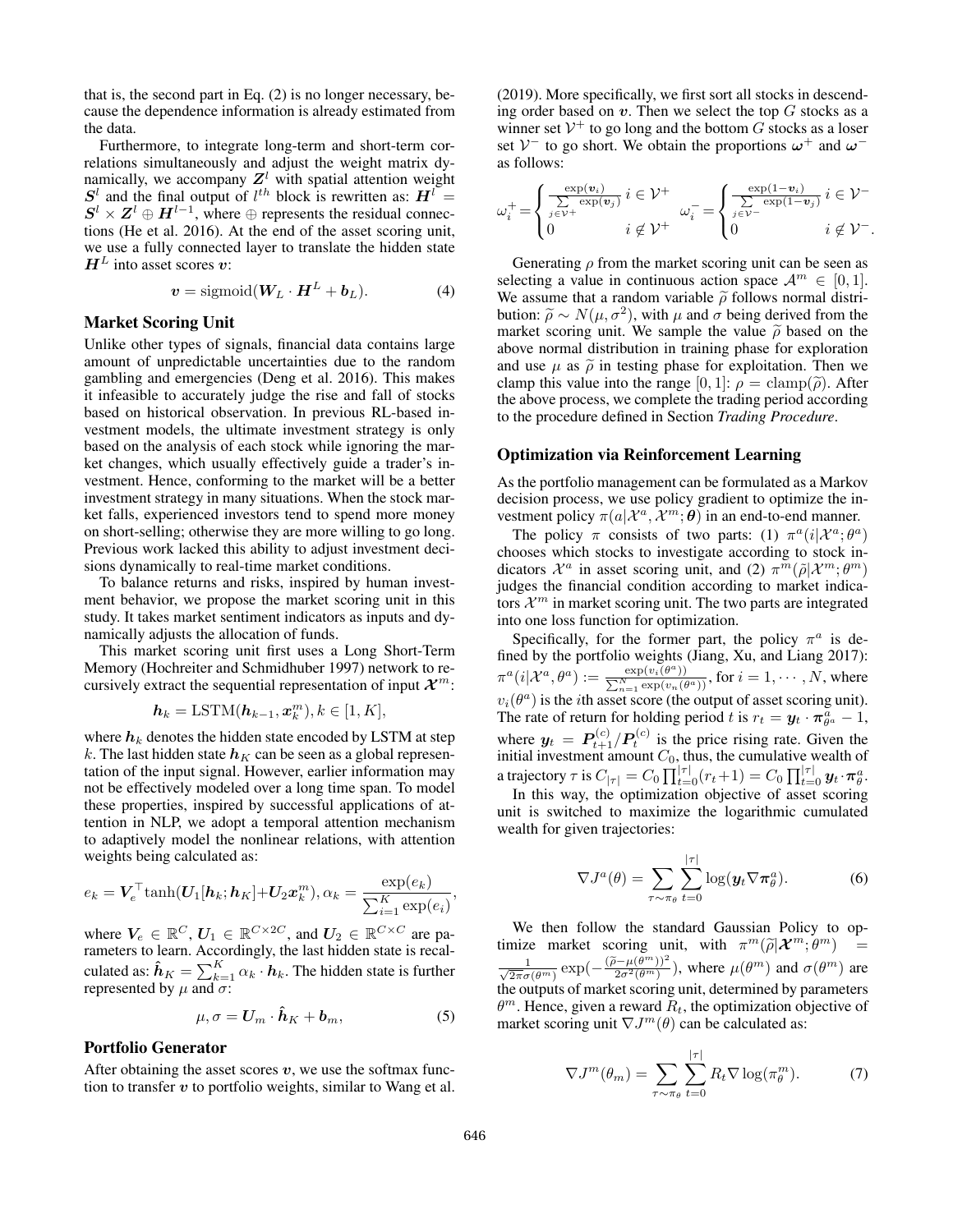that is, the second part in Eq. (2) is no longer necessary, because the dependence information is already estimated from the data.

Furthermore, to integrate long-term and short-term correlations simultaneously and adjust the weight matrix dynamically, we accompany $\boldsymbol{Z}^l$ with spatial attention weight $\boldsymbol{S}^l$ and the final output of $l^{th}$ block is rewritten as: $\boldsymbol{H}^l = \boldsymbol{S}^l \times \boldsymbol{Z}^l \oplus \boldsymbol{H}^{l-1}$, where $\oplus$ represents the residual connections (He et al. 2016). At the end of the asset scoring unit, we use a fully connected layer to translate the hidden state $\boldsymbol{H}^L$ into asset scores $\boldsymbol{v}$:

$$\boldsymbol{v} = \text{sigmoid}(\boldsymbol{W}_L \cdot \boldsymbol{H}^L + \boldsymbol{b}_L). \tag{4}$$

## Market Scoring Unit

Unlike other types of signals, financial data contains large amount of unpredictable uncertainties due to the random gambling and emergencies (Deng et al. 2016). This makes it infeasible to accurately judge the rise and fall of stocks based on historical observation. In previous RL-based investment models, the ultimate investment strategy is only based on the analysis of each stock while ignoring the market changes, which usually effectively guide a trader's investment. Hence, conforming to the market will be a better investment strategy in many situations. When the stock market falls, experienced investors tend to spend more money on short-selling; otherwise they are more willing to go long. Previous work lacked this ability to adjust investment decisions dynamically to real-time market conditions.

To balance returns and risks, inspired by human investment behavior, we propose the market scoring unit in this study. It takes market sentiment indicators as inputs and dynamically adjusts the allocation of funds.

This market scoring unit first uses a Long Short-Term Memory (Hochreiter and Schmidhuber 1997) network to recursively extract the sequential representation of input $\boldsymbol{\mathcal{X}}^m$:

$$\boldsymbol{h}_k = \text{LSTM}(\boldsymbol{h}_{k-1}, \boldsymbol{x}_k^m), k \in [1, K],$$

where $\boldsymbol{h}_k$ denotes the hidden state encoded by LSTM at step $k$. The last hidden state $\boldsymbol{h}_K$ can be seen as a global representation of the input signal. However, earlier information may not be effectively modeled over a long time span. To model these properties, inspired by successful applications of attention in NLP, we adopt a temporal attention mechanism to adaptively model the nonlinear relations, with attention weights being calculated as:

$$e_k = \boldsymbol{V}_e^\top \tanh(\boldsymbol{U}_1[\boldsymbol{h}_k; \boldsymbol{h}_K] + \boldsymbol{U}_2 \boldsymbol{x}_k^m), \alpha_k = \frac{\exp(e_k)}{\sum_{i=1}^{K} \exp(e_i)},$$

where $\boldsymbol{V}_e \in \mathbb{R}^C$, $\boldsymbol{U}_1 \in \mathbb{R}^{C \times 2C}$, and $\boldsymbol{U}_2 \in \mathbb{R}^{C \times C}$ are parameters to learn. Accordingly, the last hidden state is recalculated as: $\hat{\boldsymbol{h}}_K = \sum_{k=1}^{K} \alpha_k \cdot \boldsymbol{h}_k$. The hidden state is further represented by $\mu$ and $\sigma$:

$$\mu, \sigma = \boldsymbol{U}_m \cdot \hat{\boldsymbol{h}}_K + \boldsymbol{b}_m, \tag{5}$$

## Portfolio Generator

After obtaining the asset scores $\boldsymbol{v}$, we use the softmax function to transfer $\boldsymbol{v}$ to portfolio weights, similar to Wang et al. (2019). More specifically, we first sort all stocks in descending order based on $\boldsymbol{v}$. Then we select the top $G$ stocks as a winner set $\mathcal{V}^+$ to go long and the bottom $G$ stocks as a loser set $\mathcal{V}^-$ to go short. We obtain the proportions $\boldsymbol{\omega}^+$ and $\boldsymbol{\omega}^-$ as follows:

$$\omega_i^+ = \begin{cases} \frac{\exp(\boldsymbol{v}_i)}{\sum\limits_{j \in \mathcal{V}^+} \exp(\boldsymbol{v}_j)} & i \in \mathcal{V}^+ \\ 0 & i \notin \mathcal{V}^+ \end{cases} \quad \omega_i^- = \begin{cases} \frac{\exp(1-\boldsymbol{v}_i)}{\sum\limits_{j \in \mathcal{V}^-} \exp(1-\boldsymbol{v}_j)} & i \in \mathcal{V}^- \\ 0 & i \notin \mathcal{V}^-. \end{cases}$$

Generating $\rho$ from the market scoring unit can be seen as selecting a value in continuous action space $\mathcal{A}^m \in [0, 1]$. We assume that a random variable $\widetilde{\rho}$ follows normal distribution: $\widetilde{\rho} \sim N(\mu, \sigma^2)$, with $\mu$ and $\sigma$ being derived from the market scoring unit. We sample the value $\widetilde{\rho}$ based on the above normal distribution in training phase for exploration and use $\mu$ as $\widetilde{\rho}$ in testing phase for exploitation. Then we clamp this value into the range $[0, 1]$: $\rho = \text{clamp}(\widetilde{\rho})$. After the above process, we complete the trading period according to the procedure defined in Section *Trading Procedure*.

## Optimization via Reinforcement Learning

As the portfolio management can be formulated as a Markov decision process, we use policy gradient to optimize the investment policy $\pi(a|\mathcal{X}^a, \mathcal{X}^m; \boldsymbol{\theta})$ in an end-to-end manner.

The policy $\pi$ consists of two parts: (1) $\pi^a(i|\mathcal{X}^a; \theta^a)$ chooses which stocks to investigate according to stock indicators $\mathcal{X}^a$ in asset scoring unit, and (2) $\pi^m(\widetilde{\rho}|\mathcal{X}^m; \theta^m)$ judges the financial condition according to market indicators $\mathcal{X}^m$ in market scoring unit. The two parts are integrated into one loss function for optimization.

Specifically, for the former part, the policy $\pi^a$ is defined by the portfolio weights (Jiang, Xu, and Liang 2017): $\pi^a(i|\mathcal{X}^a, \theta^a) := \frac{\exp(v_i(\theta^a))}{\sum_{n=1}^{N} \exp(v_n(\theta^a))}$, for $i = 1, \cdots, N$, where $v_i(\theta^a)$ is the $i$th asset score (the output of asset scoring unit). The rate of return for holding period $t$ is $r_t = \boldsymbol{y}_t \cdot \boldsymbol{\pi}_{\theta^a}^a - 1$, where $\boldsymbol{y}_t = \boldsymbol{P}_{t+1}^{(c)} / \boldsymbol{P}_t^{(c)}$ is the price rising rate. Given the initial investment amount $C_0$, thus, the cumulative wealth of a trajectory $\tau$ is $C_{|\tau|} = C_0 \prod_{t=0}^{|\tau|}(r_t + 1) = C_0 \prod_{t=0}^{|\tau|} \boldsymbol{y}_t \cdot \boldsymbol{\pi}_\theta^a$.

In this way, the optimization objective of asset scoring unit is switched to maximize the logarithmic cumulated wealth for given trajectories:

$$\nabla J^a(\theta) = \sum_{\tau \sim \pi_\theta} \sum_{t=0}^{|\tau|} \log(\boldsymbol{y}_t \nabla \boldsymbol{\pi}_\theta^a). \tag{6}$$

We then follow the standard Gaussian Policy to optimize market scoring unit, with $\pi^m(\widetilde{\rho}|\boldsymbol{\mathcal{X}}^m; \theta^m) = \frac{1}{\sqrt{2\pi}\sigma(\theta^m)} \exp(-\frac{(\widetilde{\rho} - \mu(\theta^m))^2}{2\sigma^2(\theta^m)})$, where $\mu(\theta^m)$ and $\sigma(\theta^m)$ are the outputs of market scoring unit, determined by parameters $\theta^m$. Hence, given a reward $R_t$, the optimization objective of market scoring unit $\nabla J^m(\theta)$ can be calculated as:

$$\nabla J^m(\theta_m) = \sum_{\tau \sim \pi_\theta} \sum_{t=0}^{|\tau|} R_t \nabla \log(\pi_\theta^m). \tag{7}$$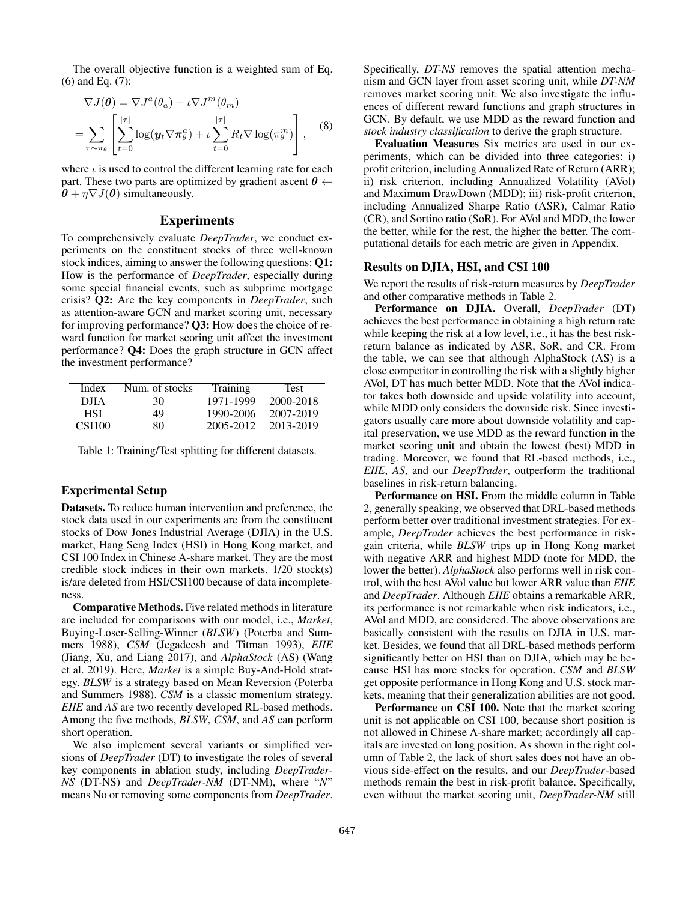The overall objective function is a weighted sum of Eq. (6) and Eq. (7):

$$\nabla J(\boldsymbol{\theta}) = \nabla J^a(\theta_a) + \iota \nabla J^m(\theta_m)$$
$$= \sum_{\tau \sim \pi_\theta} \left[ \sum_{t=0}^{|\tau|} \log(\boldsymbol{y}_t \nabla \boldsymbol{\pi}_\theta^a) + \iota \sum_{t=0}^{|\tau|} R_t \nabla \log(\pi_\theta^m) \right], \tag{8}$$

where $\iota$ is used to control the different learning rate for each part. These two parts are optimized by gradient ascent $\boldsymbol{\theta} \leftarrow \boldsymbol{\theta} + \eta \nabla J(\boldsymbol{\theta})$ simultaneously.

## Experiments

To comprehensively evaluate *DeepTrader*, we conduct experiments on the constituent stocks of three well-known stock indices, aiming to answer the following questions: **Q1:** How is the performance of *DeepTrader*, especially during some special financial events, such as subprime mortgage crisis? **Q2:** Are the key components in *DeepTrader*, such as attention-aware GCN and market scoring unit, necessary for improving performance? **Q3:** How does the choice of reward function for market scoring unit affect the investment performance? **Q4:** Does the graph structure in GCN affect the investment performance?

| Index | Num. of stocks | Training | Test |
|---|---|---|---|
| DJIA | 30 | 1971-1999 | 2000-2018 |
| HSI | 49 | 1990-2006 | 2007-2019 |
| CSI100 | 80 | 2005-2012 | 2013-2019 |

Table 1: Training/Test splitting for different datasets.

### Experimental Setup

**Datasets.** To reduce human intervention and preference, the stock data used in our experiments are from the constituent stocks of Dow Jones Industrial Average (DJIA) in the U.S. market, Hang Seng Index (HSI) in Hong Kong market, and CSI 100 Index in Chinese A-share market. They are the most credible stock indices in their own markets. 1/20 stock(s) is/are deleted from HSI/CSI100 because of data incompleteness.

**Comparative Methods.** Five related methods in literature are included for comparisons with our model, i.e., *Market*, Buying-Loser-Selling-Winner (*BLSW*) (Poterba and Summers 1988), *CSM* (Jegadeesh and Titman 1993), *EIIE* (Jiang, Xu, and Liang 2017), and *AlphaStock* (AS) (Wang et al. 2019). Here, *Market* is a simple Buy-And-Hold strategy. *BLSW* is a strategy based on Mean Reversion (Poterba and Summers 1988). *CSM* is a classic momentum strategy. *EIIE* and *AS* are two recently developed RL-based methods. Among the five methods, *BLSW*, *CSM*, and *AS* can perform short operation.

We also implement several variants or simplified versions of *DeepTrader* (DT) to investigate the roles of several key components in ablation study, including *DeepTrader-NS* (DT-NS) and *DeepTrader-NM* (DT-NM), where "*N*" means No or removing some components from *DeepTrader*. Specifically, *DT-NS* removes the spatial attention mechanism and GCN layer from asset scoring unit, while *DT-NM* removes market scoring unit. We also investigate the influences of different reward functions and graph structures in GCN. By default, we use MDD as the reward function and *stock industry classification* to derive the graph structure.

**Evaluation Measures** Six metrics are used in our experiments, which can be divided into three categories: i) profit criterion, including Annualized Rate of Return (ARR); ii) risk criterion, including Annualized Volatility (AVol) and Maximum DrawDown (MDD); iii) risk-profit criterion, including Annualized Sharpe Ratio (ASR), Calmar Ratio (CR), and Sortino ratio (SoR). For AVol and MDD, the lower the better, while for the rest, the higher the better. The computational details for each metric are given in Appendix.

### Results on DJIA, HSI, and CSI 100

We report the results of risk-return measures by *DeepTrader* and other comparative methods in Table 2.

**Performance on DJIA.** Overall, *DeepTrader* (DT) achieves the best performance in obtaining a high return rate while keeping the risk at a low level, i.e., it has the best risk-return balance as indicated by ASR, SoR, and CR. From the table, we can see that although AlphaStock (AS) is a close competitor in controlling the risk with a slightly higher AVol, DT has much better MDD. Note that the AVol indicator takes both downside and upside volatility into account, while MDD only considers the downside risk. Since investigators usually care more about downside volatility and capital preservation, we use MDD as the reward function in the market scoring unit and obtain the lowest (best) MDD in trading. Moreover, we found that RL-based methods, i.e., *EIIE*, *AS*, and our *DeepTrader*, outperform the traditional baselines in risk-return balancing.

**Performance on HSI.** From the middle column in Table 2, generally speaking, we observed that DRL-based methods perform better over traditional investment strategies. For example, *DeepTrader* achieves the best performance in risk-gain criteria, while *BLSW* trips up in Hong Kong market with negative ARR and highest MDD (note for MDD, the lower the better). *AlphaStock* also performs well in risk control, with the best AVol value but lower ARR value than *EIIE* and *DeepTrader*. Although *EIIE* obtains a remarkable ARR, its performance is not remarkable when risk indicators, i.e., AVol and MDD, are considered. The above observations are basically consistent with the results on DJIA in U.S. market. Besides, we found that all DRL-based methods perform significantly better on HSI than on DJIA, which may be because HSI has more stocks for operation. *CSM* and *BLSW* get opposite performance in Hong Kong and U.S. stock markets, meaning that their generalization abilities are not good.

**Performance on CSI 100.** Note that the market scoring unit is not applicable on CSI 100, because short position is not allowed in Chinese A-share market; accordingly all capitals are invested on long position. As shown in the right column of Table 2, the lack of short sales does not have an obvious side-effect on the results, and our *DeepTrader*-based methods remain the best in risk-profit balance. Specifically, even without the market scoring unit, *DeepTrader-NM* still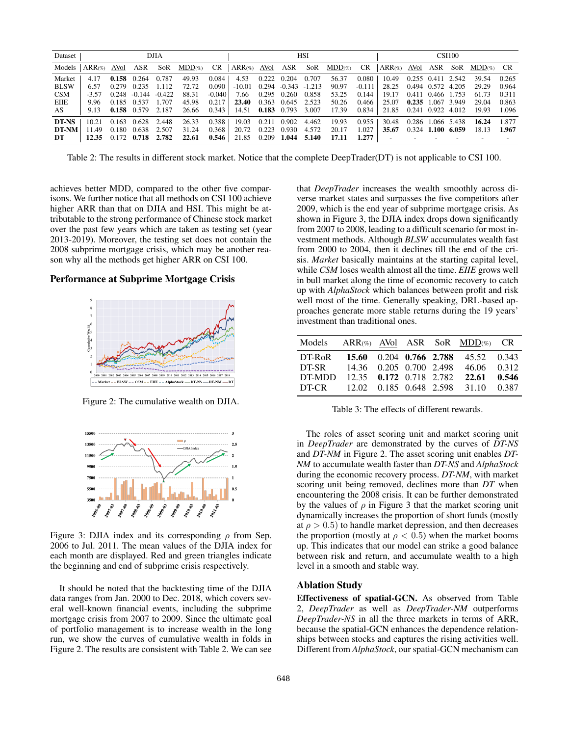| Dataset | DJIA | | | | | | HSI | | | | | | CSI100 | | | | | |
|---|---|---|---|---|---|---|---|---|---|---|---|---|---|---|---|---|---|---|
| Models | ARR(%) | AVol | ASR | SoR | MDD(%) | CR | ARR(%) | AVol | ASR | SoR | MDD(%) | CR | ARR(%) | AVol | ASR | SoR | MDD(%) | CR |
| Market | 4.17 | **0.158** | 0.264 | 0.787 | 49.93 | 0.084 | 4.53 | 0.222 | 0.204 | 0.707 | 56.37 | 0.080 | 10.49 | 0.255 | 0.411 | 2.542 | 39.54 | 0.265 |
| BLSW | 6.57 | 0.279 | 0.235 | 1.112 | 72.72 | 0.090 | -10.01 | 0.294 | -0.343 | -1.213 | 90.97 | -0.111 | 28.25 | 0.494 | 0.572 | 4.205 | 29.29 | 0.964 |
| CSM | -3.57 | 0.248 | -0.144 | -0.422 | 88.31 | -0.040 | 7.66 | 0.295 | 0.260 | 0.858 | 53.25 | 0.144 | 19.17 | 0.411 | 0.466 | 1.753 | 61.73 | 0.311 |
| EIIE | 9.96 | 0.185 | 0.537 | 1.707 | 45.98 | 0.217 | **23.40** | 0.363 | 0.645 | 2.523 | 50.26 | 0.466 | 25.07 | **0.235** | 1.067 | 3.949 | 29.04 | 0.863 |
| AS | 9.13 | **0.158** | 0.579 | 2.187 | 26.66 | 0.343 | 14.51 | **0.183** | 0.793 | 3.007 | 17.39 | 0.834 | 21.85 | 0.241 | 0.922 | 4.012 | 19.93 | 1.096 |
| **DT-NS** | 10.21 | 0.163 | 0.628 | 2.448 | 26.33 | 0.388 | 19.03 | 0.211 | 0.902 | 4.462 | 19.93 | 0.955 | 30.48 | 0.286 | 1.066 | 5.438 | **16.24** | 1.877 |
| **DT-NM** | 11.49 | 0.180 | 0.638 | 2.507 | 31.24 | 0.368 | 20.72 | 0.223 | 0.930 | 4.572 | 20.17 | 1.027 | **35.67** | 0.324 | **1.100** | **6.059** | 18.13 | **1.967** |
| **DT** | **12.35** | 0.172 | **0.718** | **2.782** | **22.61** | **0.546** | 21.85 | 0.209 | **1.044** | **5.140** | **17.11** | **1.277** | - | - | - | - | - | - |

Table 2: The results in different stock market. Notice that the complete DeepTrader(DT) is not applicable to CSI 100.

achieves better MDD, compared to the other five comparisons. We further notice that all methods on CSI 100 achieve higher ARR than that on DJIA and HSI. This might be attributable to the strong performance of Chinese stock market over the past few years which are taken as testing set (year 2013-2019). Moreover, the testing set does not contain the 2008 subprime mortgage crisis, which may be another reason why all the methods get higher ARR on CSI 100.

### Performance at Subprime Mortgage Crisis

Figure 2: The cumulative wealth on DJIA.

Figure 3: DJIA index and its corresponding $\rho$ from Sep. 2006 to Jul. 2011. The mean values of the DJIA index for each month are displayed. Red and green triangles indicate the beginning and end of subprime crisis respectively.

It should be noted that the backtesting time of the DJIA data ranges from Jan. 2000 to Dec. 2018, which covers several well-known financial events, including the subprime mortgage crisis from 2007 to 2009. Since the ultimate goal of portfolio management is to increase wealth in the long run, we show the curves of cumulative wealth in folds in Figure 2. The results are consistent with Table 2. We can see that *DeepTrader* increases the wealth smoothly across diverse market states and surpasses the five competitors after 2009, which is the end year of subprime mortgage crisis. As shown in Figure 3, the DJIA index drops down significantly from 2007 to 2008, leading to a difficult scenario for most investment methods. Although *BLSW* accumulates wealth fast from 2000 to 2004, then it declines till the end of the crisis. *Market* basically maintains at the starting capital level, while *CSM* loses wealth almost all the time. *EIIE* grows well in bull market along the time of economic recovery to catch up with *AlphaStock* which balances between profit and risk well most of the time. Generally speaking, DRL-based approaches generate more stable returns during the 19 years' investment than traditional ones.

| Models | ARR(%) | AVol | ASR | SoR | MDD(%) | CR |
|---|---|---|---|---|---|---|
| DT-RoR | **15.60** | 0.204 | **0.766** | **2.788** | 45.52 | 0.343 |
| DT-SR | 14.36 | 0.205 | 0.700 | 2.498 | 46.06 | 0.312 |
| DT-MDD | 12.35 | **0.172** | 0.718 | 2.782 | **22.61** | **0.546** |
| DT-CR | 12.02 | 0.185 | 0.648 | 2.598 | 31.10 | 0.387 |

Table 3: The effects of different rewards.

The roles of asset scoring unit and market scoring unit in *DeepTrader* are demonstrated by the curves of *DT-NS* and *DT-NM* in Figure 2. The asset scoring unit enables *DT-NM* to accumulate wealth faster than *DT-NS* and *AlphaStock* during the economic recovery process. *DT-NM*, with market scoring unit being removed, declines more than *DT* when encountering the 2008 crisis. It can be further demonstrated by the values of $\rho$ in Figure 3 that the market scoring unit dynamically increases the proportion of short funds (mostly at $\rho > 0.5$) to handle market depression, and then decreases the proportion (mostly at $\rho < 0.5$) when the market booms up. This indicates that our model can strike a good balance between risk and return, and accumulate wealth to a high level in a smooth and stable way.

### Ablation Study

**Effectiveness of spatial-GCN.** As observed from Table 2, *DeepTrader* as well as *DeepTrader-NM* outperforms *DeepTrader-NS* in all the three markets in terms of ARR, because the spatial-GCN enhances the dependence relationships between stocks and captures the rising activities well. Different from *AlphaStock*, our spatial-GCN mechanism can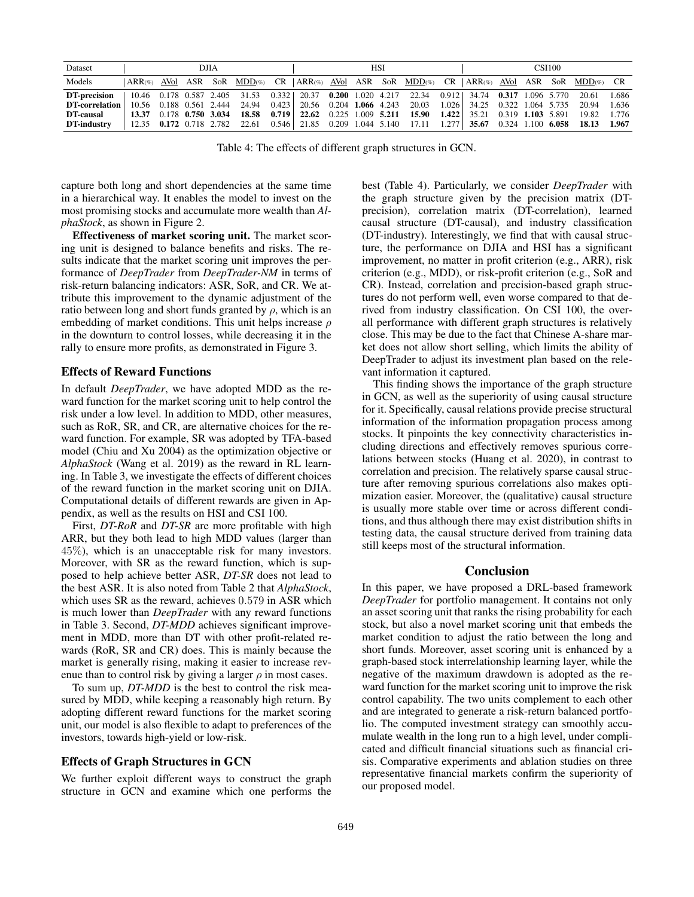| Dataset | DJIA | | | | | | HSI | | | | | | CSI100 | | | | | |
|---|---|---|---|---|---|---|---|---|---|---|---|---|---|---|---|---|---|---|
| Models | ARR(%) | AVol | ASR | SoR | MDD(%) | CR | ARR(%) | AVol | ASR | SoR | MDD(%) | CR | ARR(%) | AVol | ASR | SoR | MDD(%) | CR |
| **DT-precision** | 10.46 | 0.178 | 0.587 | 2.405 | 31.53 | 0.332 | 20.37 | **0.200** | 1.020 | 4.217 | 22.34 | 0.912 | 34.74 | **0.317** | 1.096 | 5.770 | 20.61 | 1.686 |
| **DT-correlation** | 10.56 | 0.188 | 0.561 | 2.444 | 24.94 | 0.423 | 20.56 | 0.204 | **1.066** | 4.243 | 20.03 | 1.026 | 34.25 | 0.322 | 1.064 | 5.735 | 20.94 | 1.636 |
| **DT-causal** | **13.37** | 0.178 | **0.750** | **3.034** | **18.58** | **0.719** | **22.62** | 0.225 | 1.009 | **5.211** | **15.90** | **1.422** | 35.21 | 0.319 | **1.103** | 5.891 | 19.82 | 1.776 |
| **DT-industry** | 12.35 | **0.172** | 0.718 | 2.782 | 22.61 | 0.546 | 21.85 | 0.209 | 1.044 | 5.140 | 17.11 | 1.277 | **35.67** | 0.324 | 1.100 | **6.058** | **18.13** | **1.967** |

Table 4: The effects of different graph structures in GCN.

capture both long and short dependencies at the same time in a hierarchical way. It enables the model to invest on the most promising stocks and accumulate more wealth than *AlphaStock*, as shown in Figure 2.

**Effectiveness of market scoring unit.** The market scoring unit is designed to balance benefits and risks. The results indicate that the market scoring unit improves the performance of *DeepTrader* from *DeepTrader-NM* in terms of risk-return balancing indicators: ASR, SoR, and CR. We attribute this improvement to the dynamic adjustment of the ratio between long and short funds granted by $\rho$, which is an embedding of market conditions. This unit helps increase $\rho$ in the downturn to control losses, while decreasing it in the rally to ensure more profits, as demonstrated in Figure 3.

### Effects of Reward Functions

In default *DeepTrader*, we have adopted MDD as the reward function for the market scoring unit to help control the risk under a low level. In addition to MDD, other measures, such as RoR, SR, and CR, are alternative choices for the reward function. For example, SR was adopted by TFA-based model (Chiu and Xu 2004) as the optimization objective or *AlphaStock* (Wang et al. 2019) as the reward in RL learning. In Table 3, we investigate the effects of different choices of the reward function in the market scoring unit on DJIA. Computational details of different rewards are given in Appendix, as well as the results on HSI and CSI 100.

First, *DT-RoR* and *DT-SR* are more profitable with high ARR, but they both lead to high MDD values (larger than $45\%$), which is an unacceptable risk for many investors. Moreover, with SR as the reward function, which is supposed to help achieve better ASR, *DT-SR* does not lead to the best ASR. It is also noted from Table 2 that *AlphaStock*, which uses SR as the reward, achieves $0.579$ in ASR which is much lower than *DeepTrader* with any reward functions in Table 3. Second, *DT-MDD* achieves significant improvement in MDD, more than DT with other profit-related rewards (RoR, SR and CR) does. This is mainly because the market is generally rising, making it easier to increase revenue than to control risk by giving a larger $\rho$ in most cases.

To sum up, *DT-MDD* is the best to control the risk measured by MDD, while keeping a reasonably high return. By adopting different reward functions for the market scoring unit, our model is also flexible to adapt to preferences of the investors, towards high-yield or low-risk.

### Effects of Graph Structures in GCN

We further exploit different ways to construct the graph structure in GCN and examine which one performs the best (Table 4). Particularly, we consider *DeepTrader* with the graph structure given by the precision matrix (DT-precision), correlation matrix (DT-correlation), learned causal structure (DT-causal), and industry classification (DT-industry). Interestingly, we find that with causal structure, the performance on DJIA and HSI has a significant improvement, no matter in profit criterion (e.g., ARR), risk criterion (e.g., MDD), or risk-profit criterion (e.g., SoR and CR). Instead, correlation and precision-based graph structures do not perform well, even worse compared to that derived from industry classification. On CSI 100, the overall performance with different graph structures is relatively close. This may be due to the fact that Chinese A-share market does not allow short selling, which limits the ability of DeepTrader to adjust its investment plan based on the relevant information it captured.

This finding shows the importance of the graph structure in GCN, as well as the superiority of using causal structure for it. Specifically, causal relations provide precise structural information of the information propagation process among stocks. It pinpoints the key connectivity characteristics including directions and effectively removes spurious correlations between stocks (Huang et al. 2020), in contrast to correlation and precision. The relatively sparse causal structure after removing spurious correlations also makes optimization easier. Moreover, the (qualitative) causal structure is usually more stable over time or across different conditions, and thus although there may exist distribution shifts in testing data, the causal structure derived from training data still keeps most of the structural information.

## Conclusion

In this paper, we have proposed a DRL-based framework *DeepTrader* for portfolio management. It contains not only an asset scoring unit that ranks the rising probability for each stock, but also a novel market scoring unit that embeds the market condition to adjust the ratio between the long and short funds. Moreover, asset scoring unit is enhanced by a graph-based stock interrelationship learning layer, while the negative of the maximum drawdown is adopted as the reward function for the market scoring unit to improve the risk control capability. The two units complement to each other and are integrated to generate a risk-return balanced portfolio. The computed investment strategy can smoothly accumulate wealth in the long run to a high level, under complicated and difficult financial situations such as financial crisis. Comparative experiments and ablation studies on three representative financial markets confirm the superiority of our proposed model.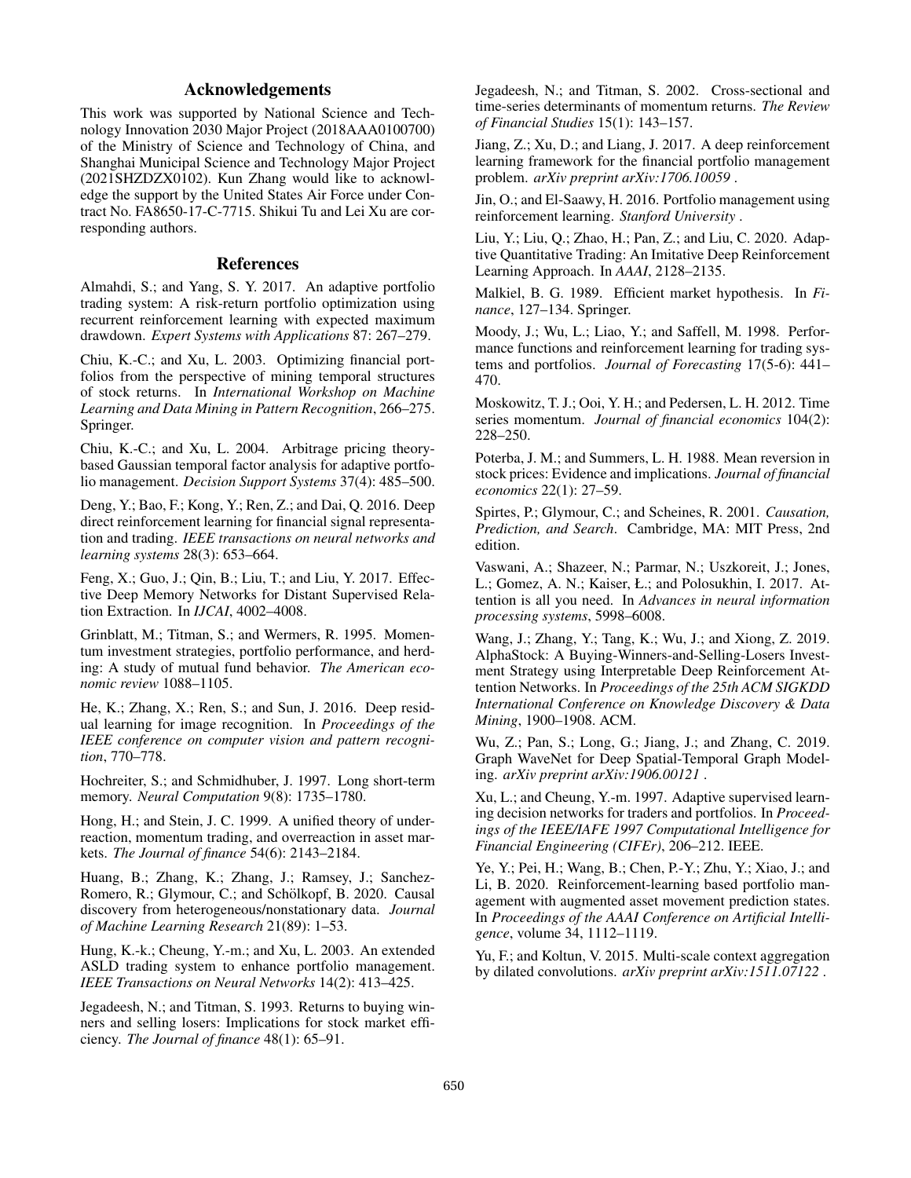## Acknowledgements

This work was supported by National Science and Technology Innovation 2030 Major Project (2018AAA0100700) of the Ministry of Science and Technology of China, and Shanghai Municipal Science and Technology Major Project (2021SHZDZX0102). Kun Zhang would like to acknowledge the support by the United States Air Force under Contract No. FA8650-17-C-7715. Shikui Tu and Lei Xu are corresponding authors.

## References

Almahdi, S.; and Yang, S. Y. 2017. An adaptive portfolio trading system: A risk-return portfolio optimization using recurrent reinforcement learning with expected maximum drawdown. *Expert Systems with Applications* 87: 267–279.

Chiu, K.-C.; and Xu, L. 2003. Optimizing financial portfolios from the perspective of mining temporal structures of stock returns. In *International Workshop on Machine Learning and Data Mining in Pattern Recognition*, 266–275. Springer.

Chiu, K.-C.; and Xu, L. 2004. Arbitrage pricing theory-based Gaussian temporal factor analysis for adaptive portfolio management. *Decision Support Systems* 37(4): 485–500.

Deng, Y.; Bao, F.; Kong, Y.; Ren, Z.; and Dai, Q. 2016. Deep direct reinforcement learning for financial signal representation and trading. *IEEE transactions on neural networks and learning systems* 28(3): 653–664.

Feng, X.; Guo, J.; Qin, B.; Liu, T.; and Liu, Y. 2017. Effective Deep Memory Networks for Distant Supervised Relation Extraction. In *IJCAI*, 4002–4008.

Grinblatt, M.; Titman, S.; and Wermers, R. 1995. Momentum investment strategies, portfolio performance, and herding: A study of mutual fund behavior. *The American economic review* 1088–1105.

He, K.; Zhang, X.; Ren, S.; and Sun, J. 2016. Deep residual learning for image recognition. In *Proceedings of the IEEE conference on computer vision and pattern recognition*, 770–778.

Hochreiter, S.; and Schmidhuber, J. 1997. Long short-term memory. *Neural Computation* 9(8): 1735–1780.

Hong, H.; and Stein, J. C. 1999. A unified theory of underreaction, momentum trading, and overreaction in asset markets. *The Journal of finance* 54(6): 2143–2184.

Huang, B.; Zhang, K.; Zhang, J.; Ramsey, J.; Sanchez-Romero, R.; Glymour, C.; and Schölkopf, B. 2020. Causal discovery from heterogeneous/nonstationary data. *Journal of Machine Learning Research* 21(89): 1–53.

Hung, K.-k.; Cheung, Y.-m.; and Xu, L. 2003. An extended ASLD trading system to enhance portfolio management. *IEEE Transactions on Neural Networks* 14(2): 413–425.

Jegadeesh, N.; and Titman, S. 1993. Returns to buying winners and selling losers: Implications for stock market efficiency. *The Journal of finance* 48(1): 65–91.

Jegadeesh, N.; and Titman, S. 2002. Cross-sectional and time-series determinants of momentum returns. *The Review of Financial Studies* 15(1): 143–157.

Jiang, Z.; Xu, D.; and Liang, J. 2017. A deep reinforcement learning framework for the financial portfolio management problem. *arXiv preprint arXiv:1706.10059* .

Jin, O.; and El-Saawy, H. 2016. Portfolio management using reinforcement learning. *Stanford University* .

Liu, Y.; Liu, Q.; Zhao, H.; Pan, Z.; and Liu, C. 2020. Adaptive Quantitative Trading: An Imitative Deep Reinforcement Learning Approach. In *AAAI*, 2128–2135.

Malkiel, B. G. 1989. Efficient market hypothesis. In *Finance*, 127–134. Springer.

Moody, J.; Wu, L.; Liao, Y.; and Saffell, M. 1998. Performance functions and reinforcement learning for trading systems and portfolios. *Journal of Forecasting* 17(5-6): 441–470.

Moskowitz, T. J.; Ooi, Y. H.; and Pedersen, L. H. 2012. Time series momentum. *Journal of financial economics* 104(2): 228–250.

Poterba, J. M.; and Summers, L. H. 1988. Mean reversion in stock prices: Evidence and implications. *Journal of financial economics* 22(1): 27–59.

Spirtes, P.; Glymour, C.; and Scheines, R. 2001. *Causation, Prediction, and Search*. Cambridge, MA: MIT Press, 2nd edition.

Vaswani, A.; Shazeer, N.; Parmar, N.; Uszkoreit, J.; Jones, L.; Gomez, A. N.; Kaiser, Ł.; and Polosukhin, I. 2017. Attention is all you need. In *Advances in neural information processing systems*, 5998–6008.

Wang, J.; Zhang, Y.; Tang, K.; Wu, J.; and Xiong, Z. 2019. AlphaStock: A Buying-Winners-and-Selling-Losers Investment Strategy using Interpretable Deep Reinforcement Attention Networks. In *Proceedings of the 25th ACM SIGKDD International Conference on Knowledge Discovery & Data Mining*, 1900–1908. ACM.

Wu, Z.; Pan, S.; Long, G.; Jiang, J.; and Zhang, C. 2019. Graph WaveNet for Deep Spatial-Temporal Graph Modeling. *arXiv preprint arXiv:1906.00121* .

Xu, L.; and Cheung, Y.-m. 1997. Adaptive supervised learning decision networks for traders and portfolios. In *Proceedings of the IEEE/IAFE 1997 Computational Intelligence for Financial Engineering (CIFEr)*, 206–212. IEEE.

Ye, Y.; Pei, H.; Wang, B.; Chen, P.-Y.; Zhu, Y.; Xiao, J.; and Li, B. 2020. Reinforcement-learning based portfolio management with augmented asset movement prediction states. In *Proceedings of the AAAI Conference on Artificial Intelligence*, volume 34, 1112–1119.

Yu, F.; and Koltun, V. 2015. Multi-scale context aggregation by dilated convolutions. *arXiv preprint arXiv:1511.07122* .